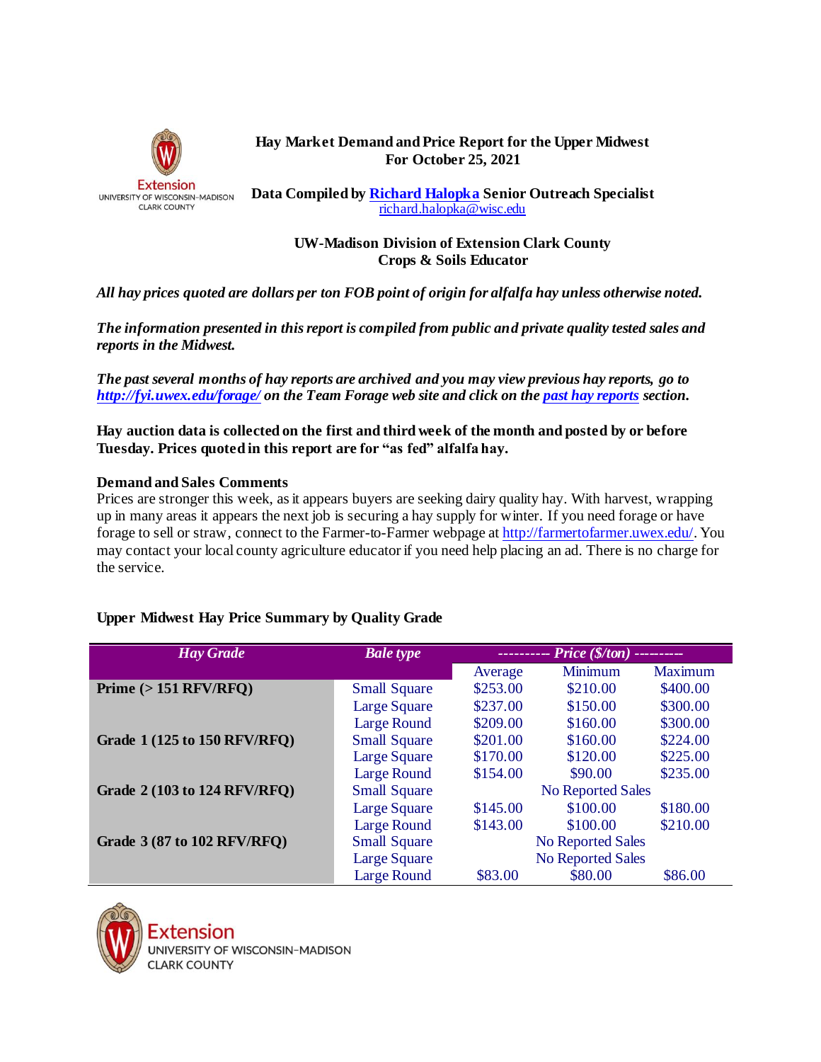# Hay Market Demand and Price Report for the Upper Midwest
## For October 25, 2021

**Data Compiled by Richard Halopka Senior Outreach Specialist**
richard.halopka@wisc.edu

**UW-Madison Division of Extension Clark County**
**Crops & Soils Educator**

***All hay prices quoted are dollars per ton FOB point of origin for alfalfa hay unless otherwise noted.***

***The information presented in this report is compiled from public and private quality tested sales and reports in the Midwest.***

***The past several months of hay reports are archived and you may view previous hay reports, go to http://fyi.uwex.edu/forage/ on the Team Forage web site and click on the past hay reports section.***

**Hay auction data is collected on the first and third week of the month and posted by or before Tuesday. Prices quoted in this report are for "as fed" alfalfa hay.**

### Demand and Sales Comments

Prices are stronger this week, as it appears buyers are seeking dairy quality hay. With harvest, wrapping up in many areas it appears the next job is securing a hay supply for winter. If you need forage or have forage to sell or straw, connect to the Farmer-to-Farmer webpage at http://farmertofarmer.uwex.edu/. You may contact your local county agriculture educator if you need help placing an ad. There is no charge for the service.

### Upper Midwest Hay Price Summary by Quality Grade

| *Hay Grade* | *Bale type* | --------- *Price ($/ton)* --------- | | |
|---|---|---|---|---|
| | | Average | Minimum | Maximum |
| **Prime (> 151 RFV/RFQ)** | Small Square | $253.00 | $210.00 | $400.00 |
| | Large Square | $237.00 | $150.00 | $300.00 |
| | Large Round | $209.00 | $160.00 | $300.00 |
| **Grade 1 (125 to 150 RFV/RFQ)** | Small Square | $201.00 | $160.00 | $224.00 |
| | Large Square | $170.00 | $120.00 | $225.00 |
| | Large Round | $154.00 | $90.00 | $235.00 |
| **Grade 2 (103 to 124 RFV/RFQ)** | Small Square | | No Reported Sales | |
| | Large Square | $145.00 | $100.00 | $180.00 |
| | Large Round | $143.00 | $100.00 | $210.00 |
| **Grade 3 (87 to 102 RFV/RFQ)** | Small Square | | No Reported Sales | |
| | Large Square | | No Reported Sales | |
| | Large Round | $83.00 | $80.00 | $86.00 |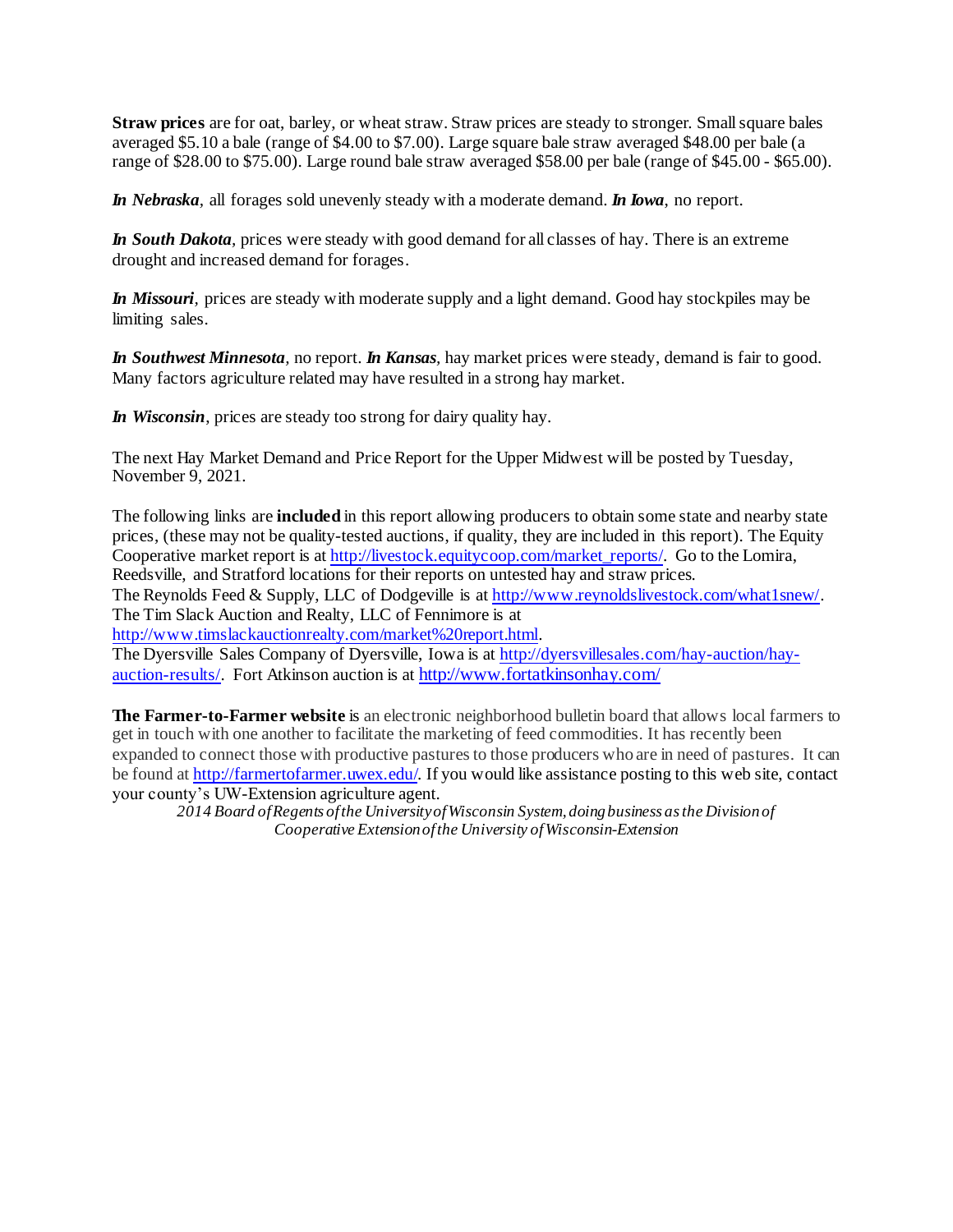**Straw prices** are for oat, barley, or wheat straw. Straw prices are steady to stronger. Small square bales averaged $5.10 a bale (range of $4.00 to $7.00). Large square bale straw averaged $48.00 per bale (a range of $28.00 to $75.00). Large round bale straw averaged $58.00 per bale (range of $45.00 - $65.00).

***In Nebraska***, all forages sold unevenly steady with a moderate demand. ***In Iowa***, no report.

***In South Dakota***, prices were steady with good demand for all classes of hay. There is an extreme drought and increased demand for forages.

***In Missouri***, prices are steady with moderate supply and a light demand. Good hay stockpiles may be limiting sales.

***In Southwest Minnesota***, no report. ***In Kansas***, hay market prices were steady, demand is fair to good. Many factors agriculture related may have resulted in a strong hay market.

***In Wisconsin***, prices are steady too strong for dairy quality hay.

The next Hay Market Demand and Price Report for the Upper Midwest will be posted by Tuesday, November 9, 2021.

The following links are **included** in this report allowing producers to obtain some state and nearby state prices, (these may not be quality-tested auctions, if quality, they are included in this report). The Equity Cooperative market report is at http://livestock.equitycoop.com/market_reports/. Go to the Lomira, Reedsville, and Stratford locations for their reports on untested hay and straw prices.
The Reynolds Feed & Supply, LLC of Dodgeville is at http://www.reynoldslivestock.com/what1snew/.
The Tim Slack Auction and Realty, LLC of Fennimore is at http://www.timslackauctionrealty.com/market%20report.html.
The Dyersville Sales Company of Dyersville, Iowa is at http://dyersvillesales.com/hay-auction/hay-auction-results/. Fort Atkinson auction is at http://www.fortatkinsonhay.com/

**The Farmer-to-Farmer website** is an electronic neighborhood bulletin board that allows local farmers to get in touch with one another to facilitate the marketing of feed commodities. It has recently been expanded to connect those with productive pastures to those producers who are in need of pastures. It can be found at http://farmertofarmer.uwex.edu/. If you would like assistance posting to this web site, contact your county's UW-Extension agriculture agent.

*2014 Board of Regents of the University of Wisconsin System, doing business as the Division of Cooperative Extension of the University of Wisconsin-Extension*